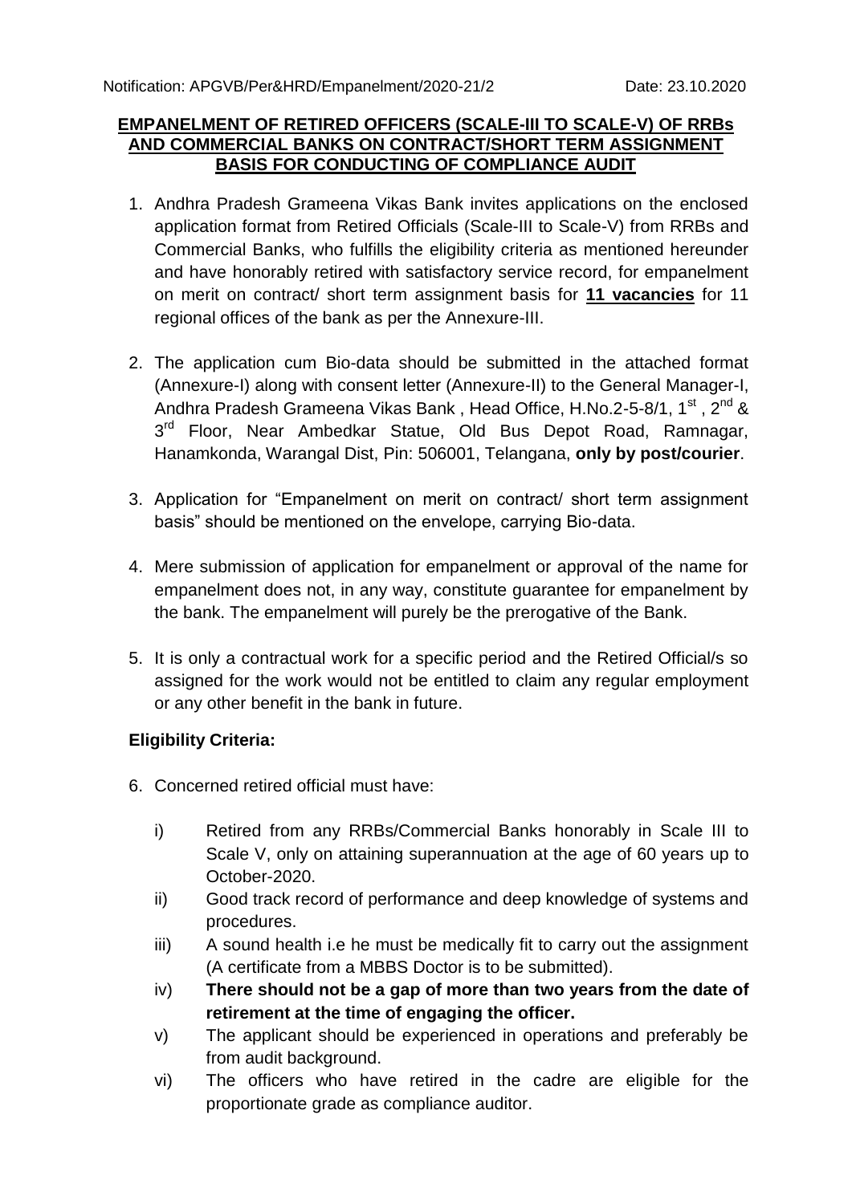Notification: APGVB/Per&HRD/Empanelment/2020-21/2 Date: 23.10.2020

## EMPANELMENT OF RETIRED OFFICERS (SCALE-III TO SCALE-V) OF RRBs AND COMMERCIAL BANKS ON CONTRACT/SHORT TERM ASSIGNMENT BASIS FOR CONDUCTING OF COMPLIANCE AUDIT

1. Andhra Pradesh Grameena Vikas Bank invites applications on the enclosed application format from Retired Officials (Scale-III to Scale-V) from RRBs and Commercial Banks, who fulfills the eligibility criteria as mentioned hereunder and have honorably retired with satisfactory service record, for empanelment on merit on contract/ short term assignment basis for **11 vacancies** for 11 regional offices of the bank as per the Annexure-III.

2. The application cum Bio-data should be submitted in the attached format (Annexure-I) along with consent letter (Annexure-II) to the General Manager-I, Andhra Pradesh Grameena Vikas Bank , Head Office, H.No.2-5-8/1, 1st , 2nd & 3rd Floor, Near Ambedkar Statue, Old Bus Depot Road, Ramnagar, Hanamkonda, Warangal Dist, Pin: 506001, Telangana, **only by post/courier**.

3. Application for "Empanelment on merit on contract/ short term assignment basis" should be mentioned on the envelope, carrying Bio-data.

4. Mere submission of application for empanelment or approval of the name for empanelment does not, in any way, constitute guarantee for empanelment by the bank. The empanelment will purely be the prerogative of the Bank.

5. It is only a contractual work for a specific period and the Retired Official/s so assigned for the work would not be entitled to claim any regular employment or any other benefit in the bank in future.

### Eligibility Criteria:

6. Concerned retired official must have:

   i) Retired from any RRBs/Commercial Banks honorably in Scale III to Scale V, only on attaining superannuation at the age of 60 years up to October-2020.

   ii) Good track record of performance and deep knowledge of systems and procedures.

   iii) A sound health i.e he must be medically fit to carry out the assignment (A certificate from a MBBS Doctor is to be submitted).

   iv) **There should not be a gap of more than two years from the date of retirement at the time of engaging the officer.**

   v) The applicant should be experienced in operations and preferably be from audit background.

   vi) The officers who have retired in the cadre are eligible for the proportionate grade as compliance auditor.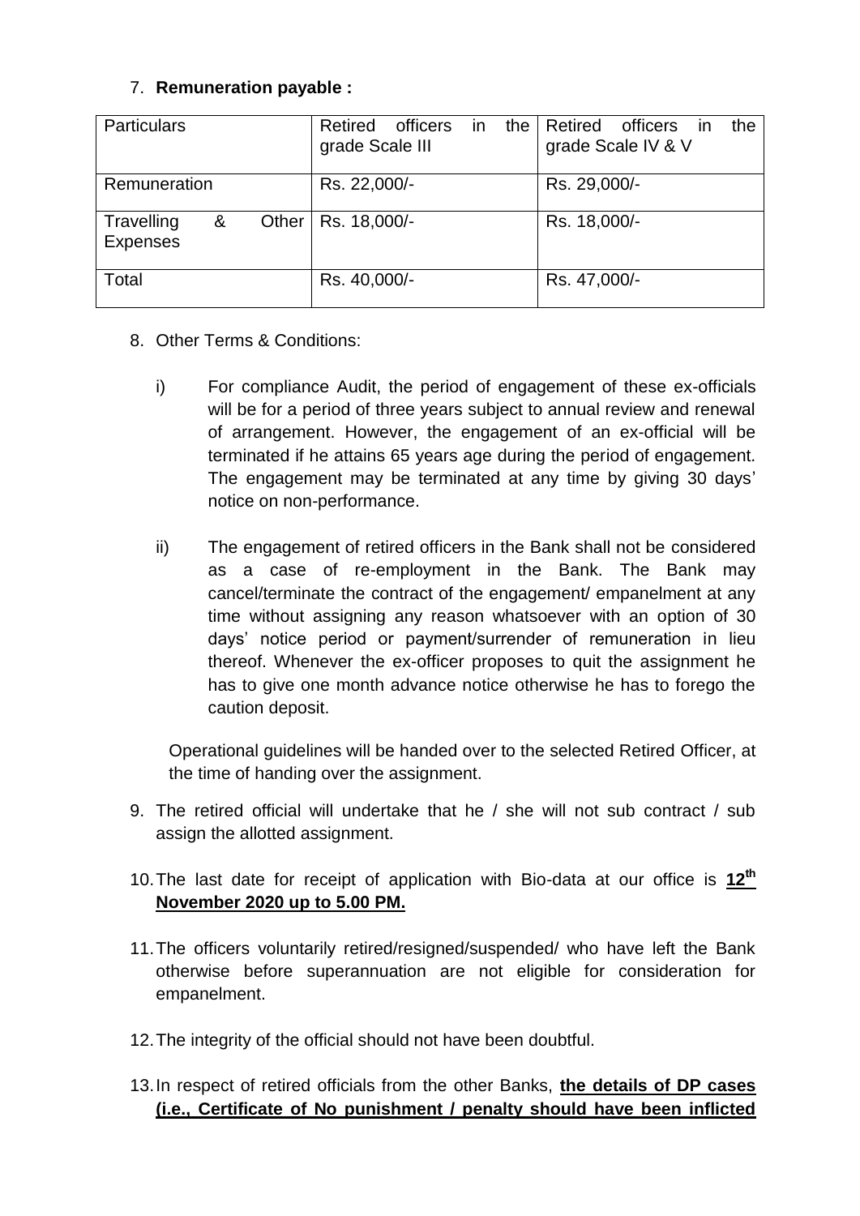7. **Remuneration payable :**

| Particulars | Retired officers in the grade Scale III | Retired officers in the grade Scale IV & V |
|---|---|---|
| Remuneration | Rs. 22,000/- | Rs. 29,000/- |
| Travelling & Other Expenses | Rs. 18,000/- | Rs. 18,000/- |
| Total | Rs. 40,000/- | Rs. 47,000/- |

8. Other Terms & Conditions:

   i) For compliance Audit, the period of engagement of these ex-officials will be for a period of three years subject to annual review and renewal of arrangement. However, the engagement of an ex-official will be terminated if he attains 65 years age during the period of engagement. The engagement may be terminated at any time by giving 30 days' notice on non-performance.

   ii) The engagement of retired officers in the Bank shall not be considered as a case of re-employment in the Bank. The Bank may cancel/terminate the contract of the engagement/ empanelment at any time without assigning any reason whatsoever with an option of 30 days' notice period or payment/surrender of remuneration in lieu thereof. Whenever the ex-officer proposes to quit the assignment he has to give one month advance notice otherwise he has to forego the caution deposit.

   Operational guidelines will be handed over to the selected Retired Officer, at the time of handing over the assignment.

9. The retired official will undertake that he / she will not sub contract / sub assign the allotted assignment.

10. The last date for receipt of application with Bio-data at our office is **12th November 2020 up to 5.00 PM.**

11. The officers voluntarily retired/resigned/suspended/ who have left the Bank otherwise before superannuation are not eligible for consideration for empanelment.

12. The integrity of the official should not have been doubtful.

13. In respect of retired officials from the other Banks, **the details of DP cases (i.e., Certificate of No punishment / penalty should have been inflicted**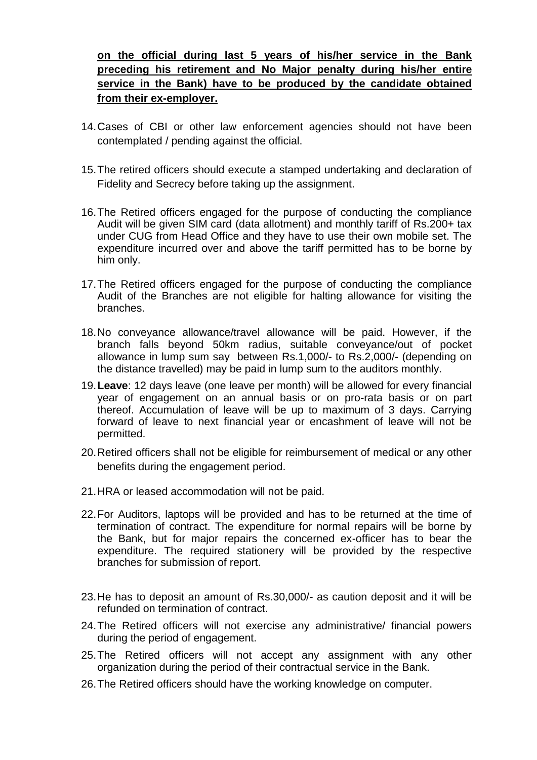**on the official during last 5 years of his/her service in the Bank preceding his retirement and No Major penalty during his/her entire service in the Bank) have to be produced by the candidate obtained from their ex-employer.**

14. Cases of CBI or other law enforcement agencies should not have been contemplated / pending against the official.

15. The retired officers should execute a stamped undertaking and declaration of Fidelity and Secrecy before taking up the assignment.

16. The Retired officers engaged for the purpose of conducting the compliance Audit will be given SIM card (data allotment) and monthly tariff of Rs.200+ tax under CUG from Head Office and they have to use their own mobile set. The expenditure incurred over and above the tariff permitted has to be borne by him only.

17. The Retired officers engaged for the purpose of conducting the compliance Audit of the Branches are not eligible for halting allowance for visiting the branches.

18. No conveyance allowance/travel allowance will be paid. However, if the branch falls beyond 50km radius, suitable conveyance/out of pocket allowance in lump sum say between Rs.1,000/- to Rs.2,000/- (depending on the distance travelled) may be paid in lump sum to the auditors monthly.

19. **Leave**: 12 days leave (one leave per month) will be allowed for every financial year of engagement on an annual basis or on pro-rata basis or on part thereof. Accumulation of leave will be up to maximum of 3 days. Carrying forward of leave to next financial year or encashment of leave will not be permitted.

20. Retired officers shall not be eligible for reimbursement of medical or any other benefits during the engagement period.

21. HRA or leased accommodation will not be paid.

22. For Auditors, laptops will be provided and has to be returned at the time of termination of contract. The expenditure for normal repairs will be borne by the Bank, but for major repairs the concerned ex-officer has to bear the expenditure. The required stationery will be provided by the respective branches for submission of report.

23. He has to deposit an amount of Rs.30,000/- as caution deposit and it will be refunded on termination of contract.

24. The Retired officers will not exercise any administrative/ financial powers during the period of engagement.

25. The Retired officers will not accept any assignment with any other organization during the period of their contractual service in the Bank.

26. The Retired officers should have the working knowledge on computer.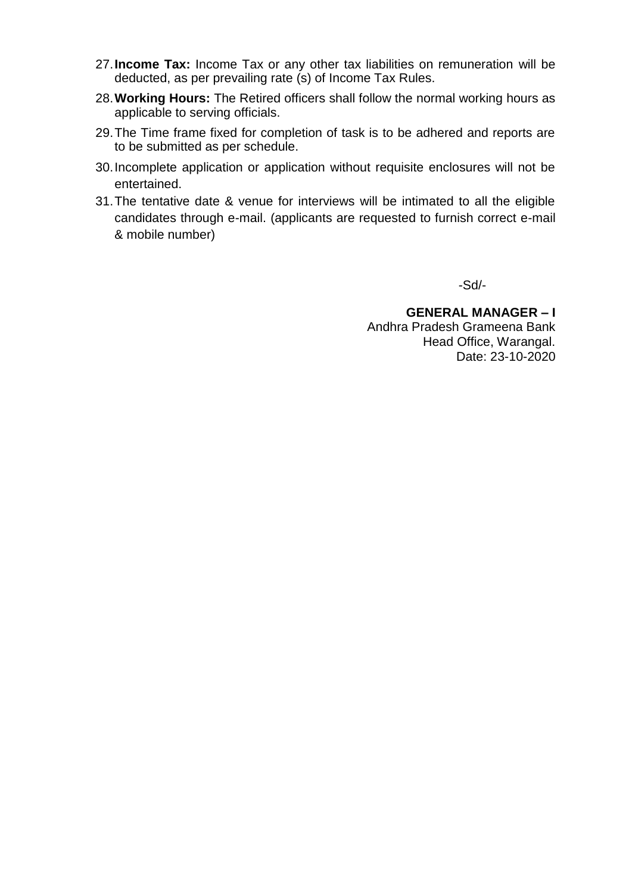27. **Income Tax:** Income Tax or any other tax liabilities on remuneration will be deducted, as per prevailing rate (s) of Income Tax Rules.
28. **Working Hours:** The Retired officers shall follow the normal working hours as applicable to serving officials.
29. The Time frame fixed for completion of task is to be adhered and reports are to be submitted as per schedule.
30. Incomplete application or application without requisite enclosures will not be entertained.
31. The tentative date & venue for interviews will be intimated to all the eligible candidates through e-mail. (applicants are requested to furnish correct e-mail & mobile number)

-Sd/-

**GENERAL MANAGER – I**
Andhra Pradesh Grameena Bank
Head Office, Warangal.
Date: 23-10-2020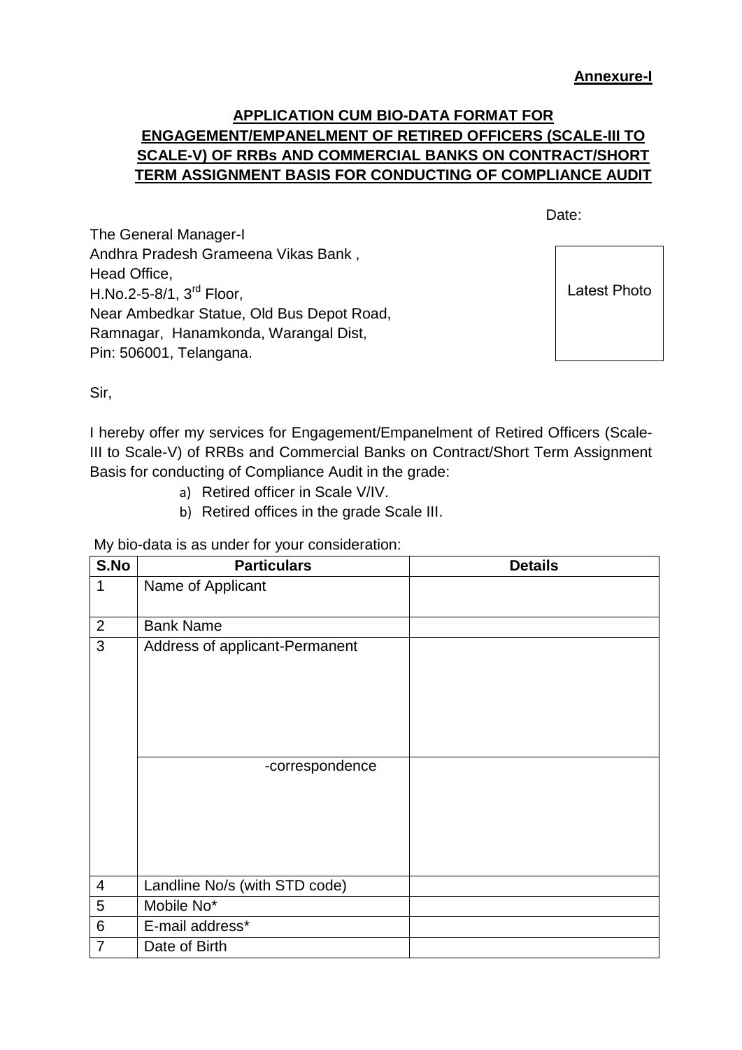**Annexure-I**

## APPLICATION CUM BIO-DATA FORMAT FOR ENGAGEMENT/EMPANELMENT OF RETIRED OFFICERS (SCALE-III TO SCALE-V) OF RRBs AND COMMERCIAL BANKS ON CONTRACT/SHORT TERM ASSIGNMENT BASIS FOR CONDUCTING OF COMPLIANCE AUDIT

Date:

The General Manager-I
Andhra Pradesh Grameena Vikas Bank ,
Head Office,
H.No.2-5-8/1, 3rd Floor,
Near Ambedkar Statue, Old Bus Depot Road,
Ramnagar, Hanamkonda, Warangal Dist,
Pin: 506001, Telangana.

Latest Photo

Sir,

I hereby offer my services for Engagement/Empanelment of Retired Officers (Scale-III to Scale-V) of RRBs and Commercial Banks on Contract/Short Term Assignment Basis for conducting of Compliance Audit in the grade:

a) Retired officer in Scale V/IV.
b) Retired offices in the grade Scale III.

My bio-data is as under for your consideration:

| S.No | Particulars | Details |
|---|---|---|
| 1 | Name of Applicant | |
| 2 | Bank Name | |
| 3 | Address of applicant-Permanent | |
| | -correspondence | |
| 4 | Landline No/s (with STD code) | |
| 5 | Mobile No* | |
| 6 | E-mail address* | |
| 7 | Date of Birth | |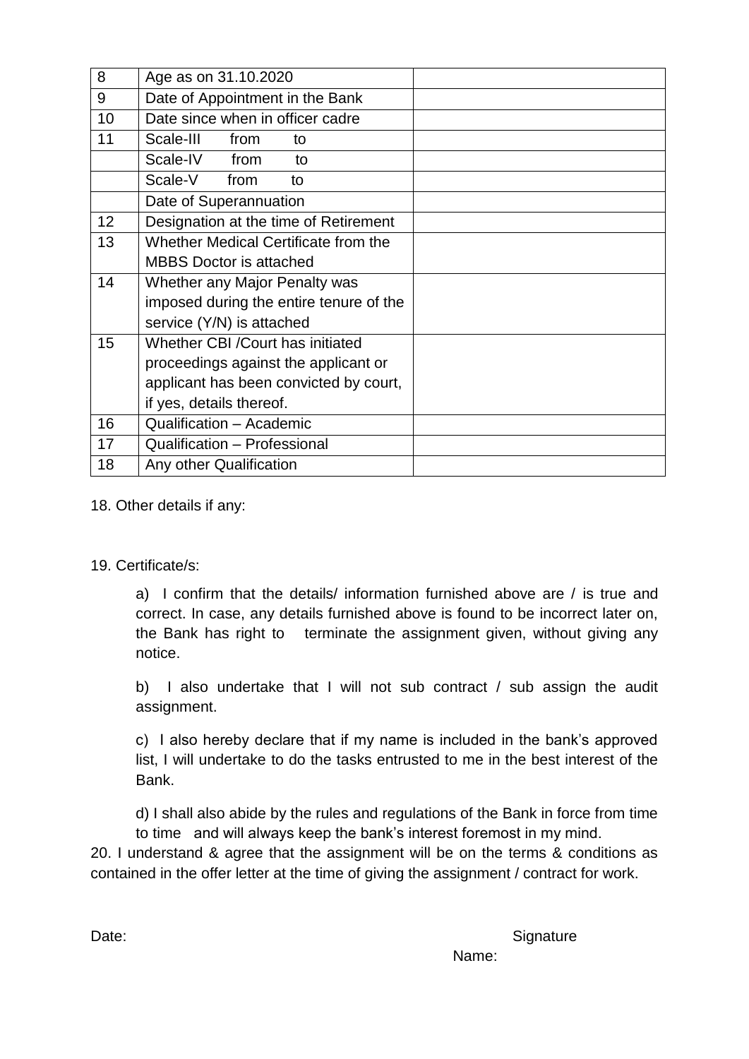| 8 | Age as on 31.10.2020 | |
|---|---|---|
| 9 | Date of Appointment in the Bank | |
| 10 | Date since when in officer cadre | |
| 11 | Scale-III from to | |
| | Scale-IV from to | |
| | Scale-V from to | |
| | Date of Superannuation | |
| 12 | Designation at the time of Retirement | |
| 13 | Whether Medical Certificate from the MBBS Doctor is attached | |
| 14 | Whether any Major Penalty was imposed during the entire tenure of the service (Y/N) is attached | |
| 15 | Whether CBI /Court has initiated proceedings against the applicant or applicant has been convicted by court, if yes, details thereof. | |
| 16 | Qualification – Academic | |
| 17 | Qualification – Professional | |
| 18 | Any other Qualification | |

18. Other details if any:

19. Certificate/s:

a) I confirm that the details/ information furnished above are / is true and correct. In case, any details furnished above is found to be incorrect later on, the Bank has right to terminate the assignment given, without giving any notice.

b) I also undertake that I will not sub contract / sub assign the audit assignment.

c) I also hereby declare that if my name is included in the bank's approved list, I will undertake to do the tasks entrusted to me in the best interest of the Bank.

d) I shall also abide by the rules and regulations of the Bank in force from time to time and will always keep the bank's interest foremost in my mind.

20. I understand & agree that the assignment will be on the terms & conditions as contained in the offer letter at the time of giving the assignment / contract for work.

Date: Signature

Name: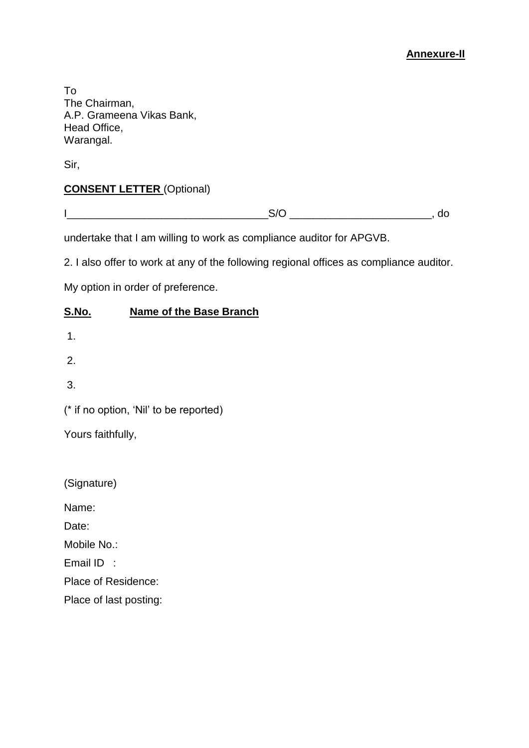**Annexure-II**

To
The Chairman,
A.P. Grameena Vikas Bank,
Head Office,
Warangal.

Sir,

**CONSENT LETTER** (Optional)

I_________________________________S/O _______________________, do

undertake that I am willing to work as compliance auditor for APGVB.

2. I also offer to work at any of the following regional offices as compliance auditor.

My option in order of preference.

| **S.No.** | **Name of the Base Branch** |
|---|---|
| 1. | |
| 2. | |
| 3. | |

(* if no option, 'Nil' to be reported)

Yours faithfully,

(Signature)

Name:

Date:

Mobile No.:

Email ID :

Place of Residence:

Place of last posting: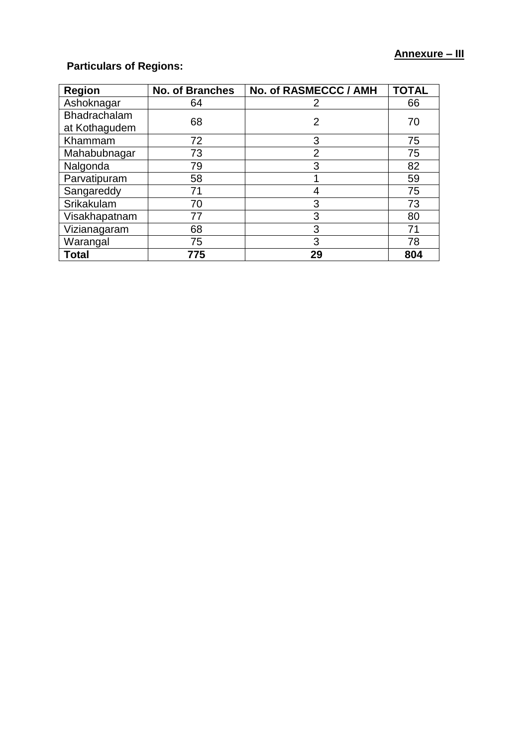**Annexure – III**

**Particulars of Regions:**

| **Region** | **No. of Branches** | **No. of RASMECCC / AMH** | **TOTAL** |
|---|---|---|---|
| Ashoknagar | 64 | 2 | 66 |
| Bhadrachalam at Kothagudem | 68 | 2 | 70 |
| Khammam | 72 | 3 | 75 |
| Mahabubnagar | 73 | 2 | 75 |
| Nalgonda | 79 | 3 | 82 |
| Parvatipuram | 58 | 1 | 59 |
| Sangareddy | 71 | 4 | 75 |
| Srikakulam | 70 | 3 | 73 |
| Visakhapatnam | 77 | 3 | 80 |
| Vizianagaram | 68 | 3 | 71 |
| Warangal | 75 | 3 | 78 |
| **Total** | **775** | **29** | **804** |